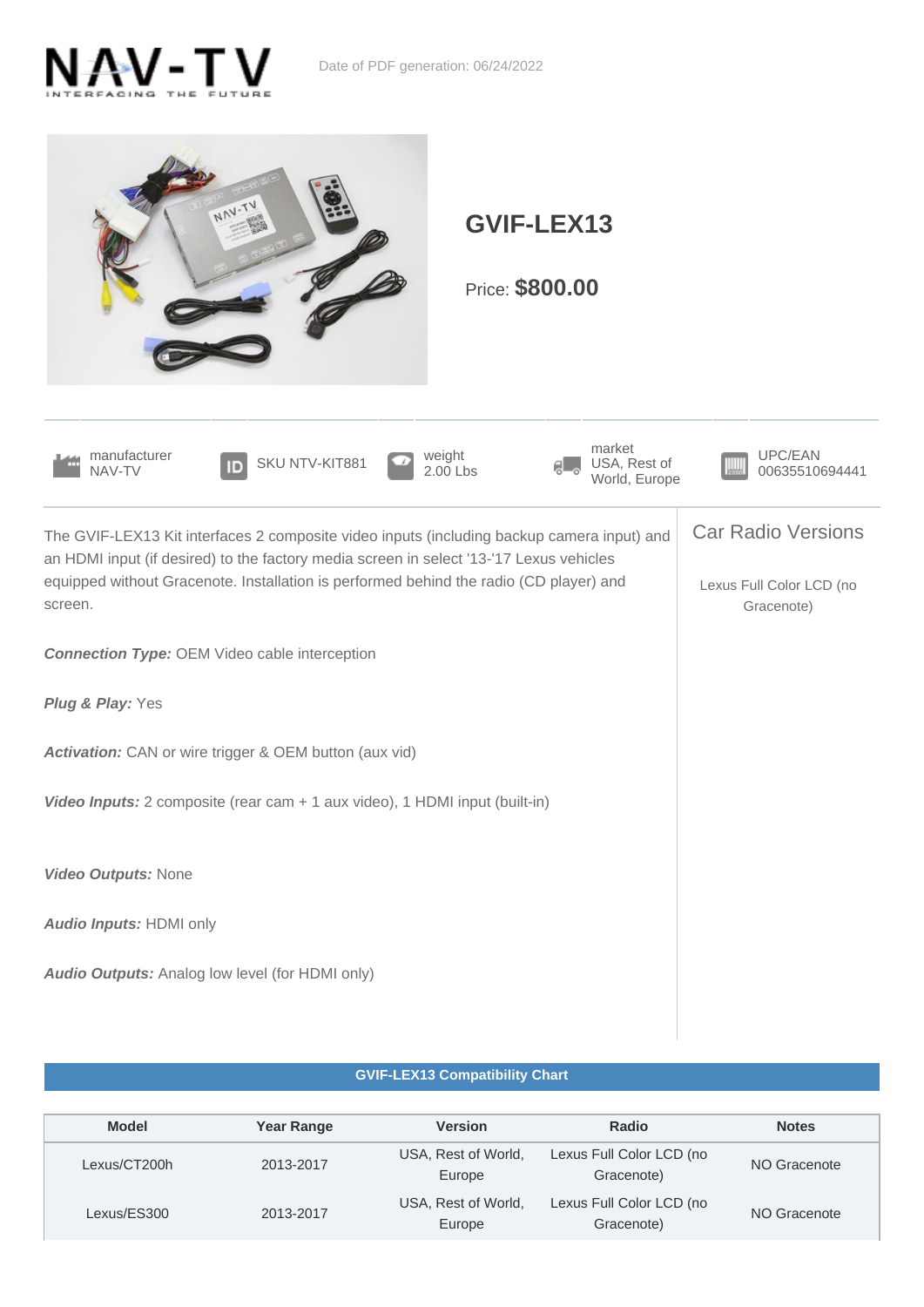NAV-TV

INTERFACING THE FUTURE

Date of PDF generation: 06/24/2022

# GVIF-LEX13

Price: **$800.00**

| manufacturer | SKU | weight | market | UPC/EAN |
|---|---|---|---|---|
| NAV-TV | NTV-KIT881 | 2.00 Lbs | USA, Rest of World, Europe | 00635510694441 |

The GVIF-LEX13 Kit interfaces 2 composite video inputs (including backup camera input) and an HDMI input (if desired) to the factory media screen in select '13-'17 Lexus vehicles equipped without Gracenote. Installation is performed behind the radio (CD player) and screen.

***Connection Type:*** OEM Video cable interception

***Plug & Play:*** Yes

***Activation:*** CAN or wire trigger & OEM button (aux vid)

***Video Inputs:*** 2 composite (rear cam + 1 aux video), 1 HDMI input (built-in)

***Video Outputs:*** None

***Audio Inputs:*** HDMI only

***Audio Outputs:*** Analog low level (for HDMI only)

## Car Radio Versions

Lexus Full Color LCD (no Gracenote)

## GVIF-LEX13 Compatibility Chart

| Model | Year Range | Version | Radio | Notes |
|---|---|---|---|---|
| Lexus/CT200h | 2013-2017 | USA, Rest of World, Europe | Lexus Full Color LCD (no Gracenote) | NO Gracenote |
| Lexus/ES300 | 2013-2017 | USA, Rest of World, Europe | Lexus Full Color LCD (no Gracenote) | NO Gracenote |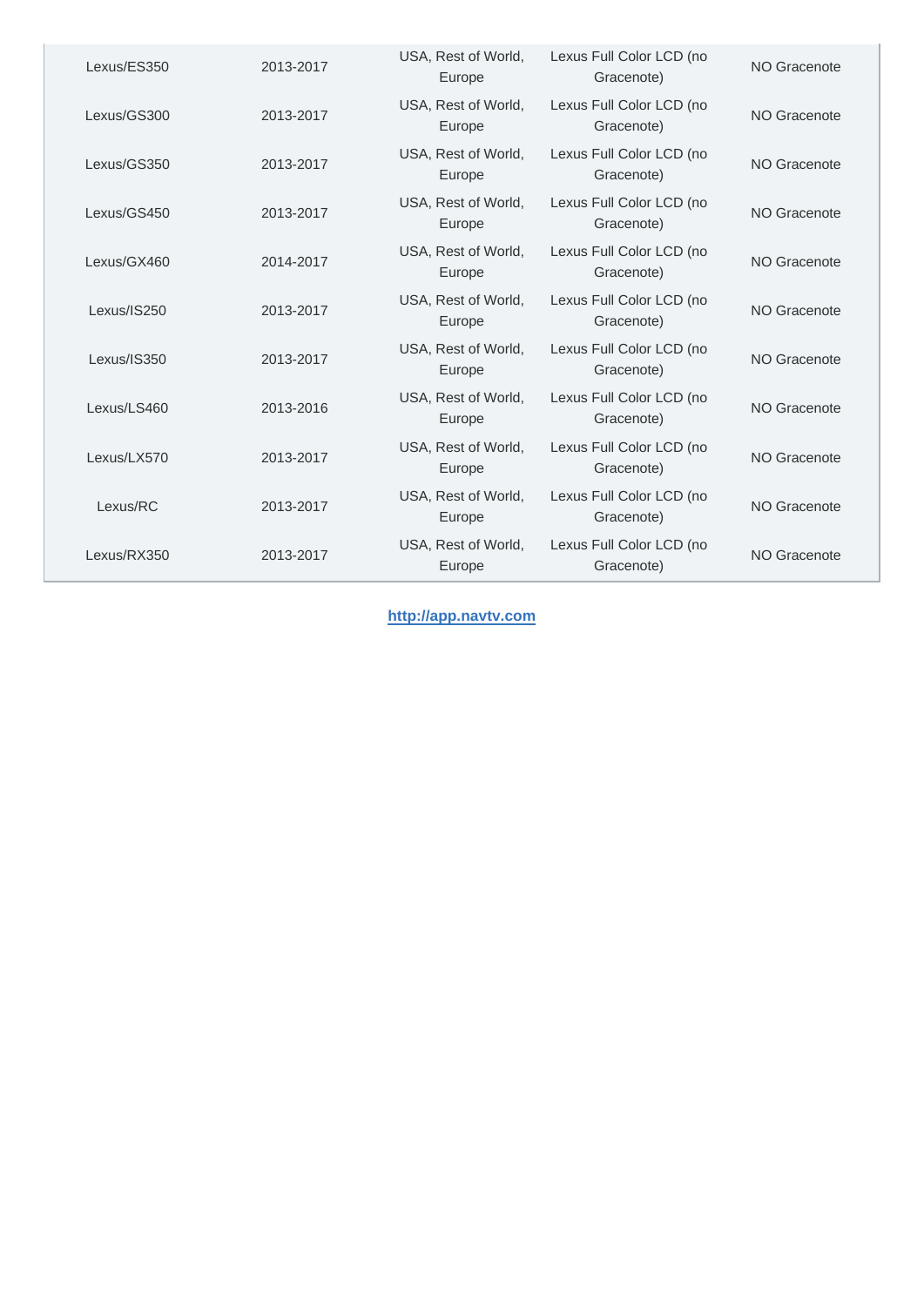| | | | | |
|---|---|---|---|---|
| Lexus/ES350 | 2013-2017 | USA, Rest of World, Europe | Lexus Full Color LCD (no Gracenote) | NO Gracenote |
| Lexus/GS300 | 2013-2017 | USA, Rest of World, Europe | Lexus Full Color LCD (no Gracenote) | NO Gracenote |
| Lexus/GS350 | 2013-2017 | USA, Rest of World, Europe | Lexus Full Color LCD (no Gracenote) | NO Gracenote |
| Lexus/GS450 | 2013-2017 | USA, Rest of World, Europe | Lexus Full Color LCD (no Gracenote) | NO Gracenote |
| Lexus/GX460 | 2014-2017 | USA, Rest of World, Europe | Lexus Full Color LCD (no Gracenote) | NO Gracenote |
| Lexus/IS250 | 2013-2017 | USA, Rest of World, Europe | Lexus Full Color LCD (no Gracenote) | NO Gracenote |
| Lexus/IS350 | 2013-2017 | USA, Rest of World, Europe | Lexus Full Color LCD (no Gracenote) | NO Gracenote |
| Lexus/LS460 | 2013-2016 | USA, Rest of World, Europe | Lexus Full Color LCD (no Gracenote) | NO Gracenote |
| Lexus/LX570 | 2013-2017 | USA, Rest of World, Europe | Lexus Full Color LCD (no Gracenote) | NO Gracenote |
| Lexus/RC | 2013-2017 | USA, Rest of World, Europe | Lexus Full Color LCD (no Gracenote) | NO Gracenote |
| Lexus/RX350 | 2013-2017 | USA, Rest of World, Europe | Lexus Full Color LCD (no Gracenote) | NO Gracenote |

**http://app.navtv.com**